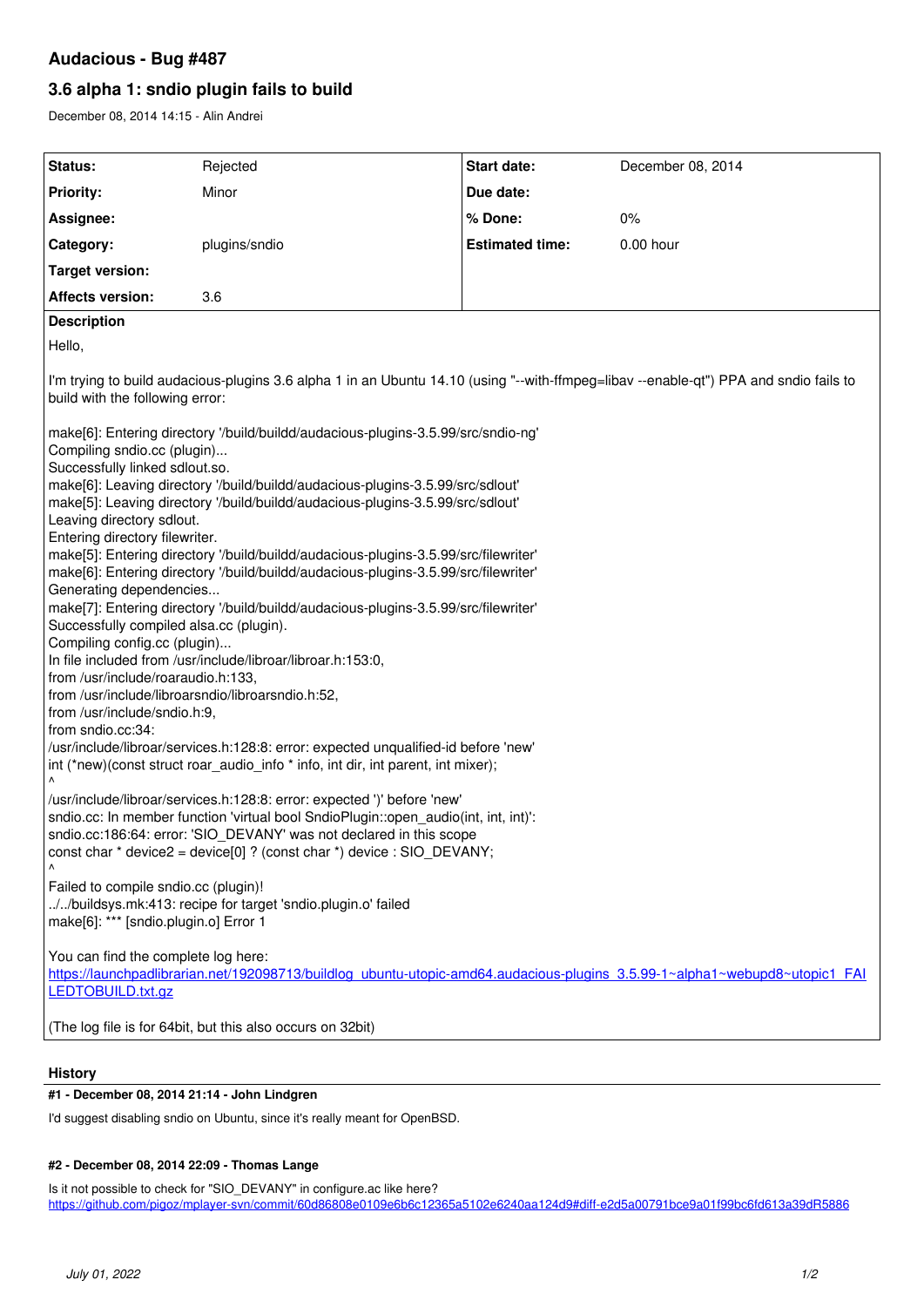# Audacious - Bug #487

## 3.6 alpha 1: sndio plugin fails to build

December 08, 2014 14:15 - Alin Andrei

| Status: | Rejected | Start date: | December 08, 2014 |
| --- | --- | --- | --- |
| Priority: | Minor | Due date: | |
| Assignee: | | % Done: | 0% |
| Category: | plugins/sndio | Estimated time: | 0.00 hour |
| Target version: | | | |
| Affects version: | 3.6 | | |

**Description**

Hello,

I'm trying to build audacious-plugins 3.6 alpha 1 in an Ubuntu 14.10 (using "--with-ffmpeg=libav --enable-qt") PPA and sndio fails to build with the following error:

```
make[6]: Entering directory '/build/buildd/audacious-plugins-3.5.99/src/sndio-ng'
Compiling sndio.cc (plugin)...
Successfully linked sdlout.so.
make[6]: Leaving directory '/build/buildd/audacious-plugins-3.5.99/src/sdlout'
make[5]: Leaving directory '/build/buildd/audacious-plugins-3.5.99/src/sdlout'
Leaving directory sdlout.
Entering directory filewriter.
make[5]: Entering directory '/build/buildd/audacious-plugins-3.5.99/src/filewriter'
make[6]: Entering directory '/build/buildd/audacious-plugins-3.5.99/src/filewriter'
Generating dependencies...
make[7]: Entering directory '/build/buildd/audacious-plugins-3.5.99/src/filewriter'
Successfully compiled alsa.cc (plugin).
Compiling config.cc (plugin)...
In file included from /usr/include/libroar/libroar.h:153:0,
from /usr/include/roaraudio.h:133,
from /usr/include/libroarsndio/libroarsndio.h:52,
from /usr/include/sndio.h:9,
from sndio.cc:34:
/usr/include/libroar/services.h:128:8: error: expected unqualified-id before 'new'
int (*new)(const struct roar_audio_info * info, int dir, int parent, int mixer);
^
/usr/include/libroar/services.h:128:8: error: expected ')' before 'new'
sndio.cc: In member function 'virtual bool SndioPlugin::open_audio(int, int, int)':
sndio.cc:186:64: error: 'SIO_DEVANY' was not declared in this scope
const char * device2 = device[0] ? (const char *) device : SIO_DEVANY;
^
Failed to compile sndio.cc (plugin)!
../../buildsys.mk:413: recipe for target 'sndio.plugin.o' failed
make[6]: *** [sndio.plugin.o] Error 1
```

You can find the complete log here:
https://launchpadlibrarian.net/192098713/buildlog_ubuntu-utopic-amd64.audacious-plugins_3.5.99-1~alpha1~webupd8~utopic1_FAILEDTOBUILD.txt.gz

(The log file is for 64bit, but this also occurs on 32bit)

## History

**#1 - December 08, 2014 21:14 - John Lindgren**

I'd suggest disabling sndio on Ubuntu, since it's really meant for OpenBSD.

**#2 - December 08, 2014 22:09 - Thomas Lange**

Is it not possible to check for "SIO_DEVANY" in configure.ac like here?
https://github.com/pigoz/mplayer-svn/commit/60d86808e0109e6b6c12365a5102e6240aa124d9#diff-e2d5a00791bce9a01f99bc6fd613a39dR5886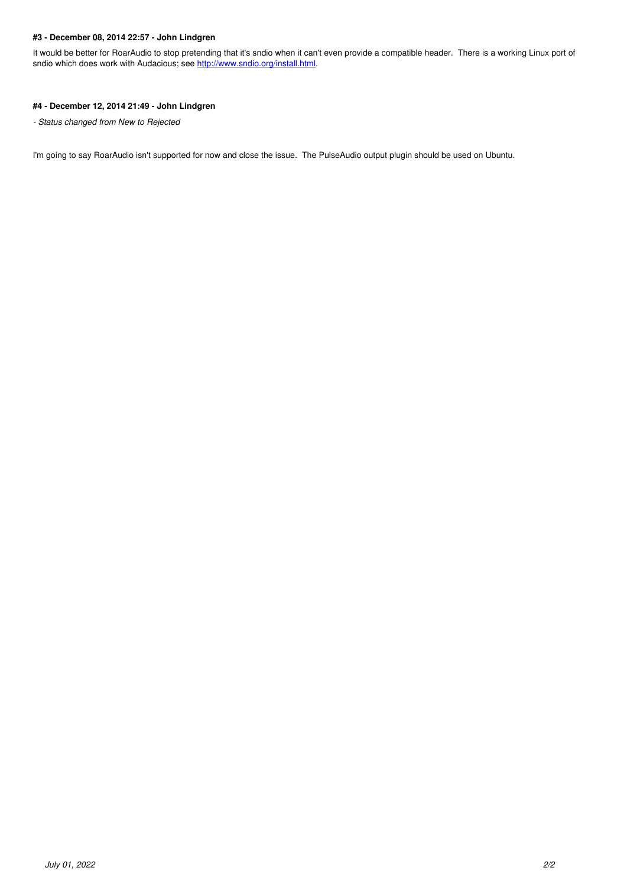#### #3 - December 08, 2014 22:57 - John Lindgren

It would be better for RoarAudio to stop pretending that it's sndio when it can't even provide a compatible header. There is a working Linux port of sndio which does work with Audacious; see http://www.sndio.org/install.html.

#### #4 - December 12, 2014 21:49 - John Lindgren

*- Status changed from New to Rejected*

I'm going to say RoarAudio isn't supported for now and close the issue. The PulseAudio output plugin should be used on Ubuntu.